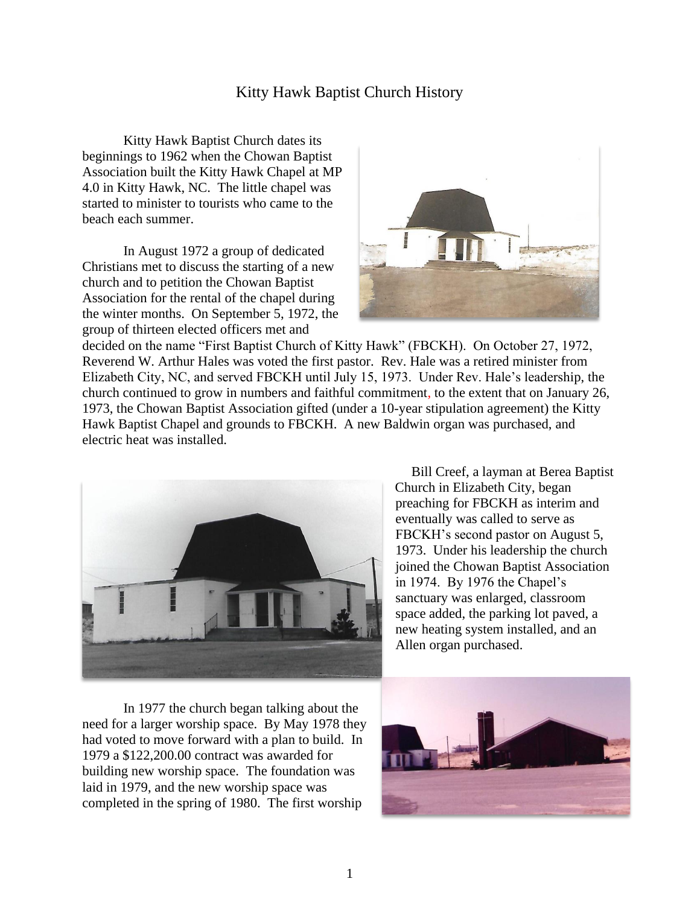# Kitty Hawk Baptist Church History

Kitty Hawk Baptist Church dates its beginnings to 1962 when the Chowan Baptist Association built the Kitty Hawk Chapel at MP 4.0 in Kitty Hawk, NC. The little chapel was started to minister to tourists who came to the beach each summer.

In August 1972 a group of dedicated Christians met to discuss the starting of a new church and to petition the Chowan Baptist Association for the rental of the chapel during the winter months. On September 5, 1972, the group of thirteen elected officers met and decided on the name "First Baptist Church of Kitty Hawk" (FBCKH). On October 27, 1972, Reverend W. Arthur Hales was voted the first pastor. Rev. Hale was a retired minister from Elizabeth City, NC, and served FBCKH until July 15, 1973. Under Rev. Hale's leadership, the church continued to grow in numbers and faithful commitment, to the extent that on January 26, 1973, the Chowan Baptist Association gifted (under a 10-year stipulation agreement) the Kitty Hawk Baptist Chapel and grounds to FBCKH. A new Baldwin organ was purchased, and electric heat was installed.

Bill Creef, a layman at Berea Baptist Church in Elizabeth City, began preaching for FBCKH as interim and eventually was called to serve as FBCKH's second pastor on August 5, 1973. Under his leadership the church joined the Chowan Baptist Association in 1974. By 1976 the Chapel's sanctuary was enlarged, classroom space added, the parking lot paved, a new heating system installed, and an Allen organ purchased.

In 1977 the church began talking about the need for a larger worship space. By May 1978 they had voted to move forward with a plan to build. In 1979 a $122,200.00 contract was awarded for building new worship space. The foundation was laid in 1979, and the new worship space was completed in the spring of 1980. The first worship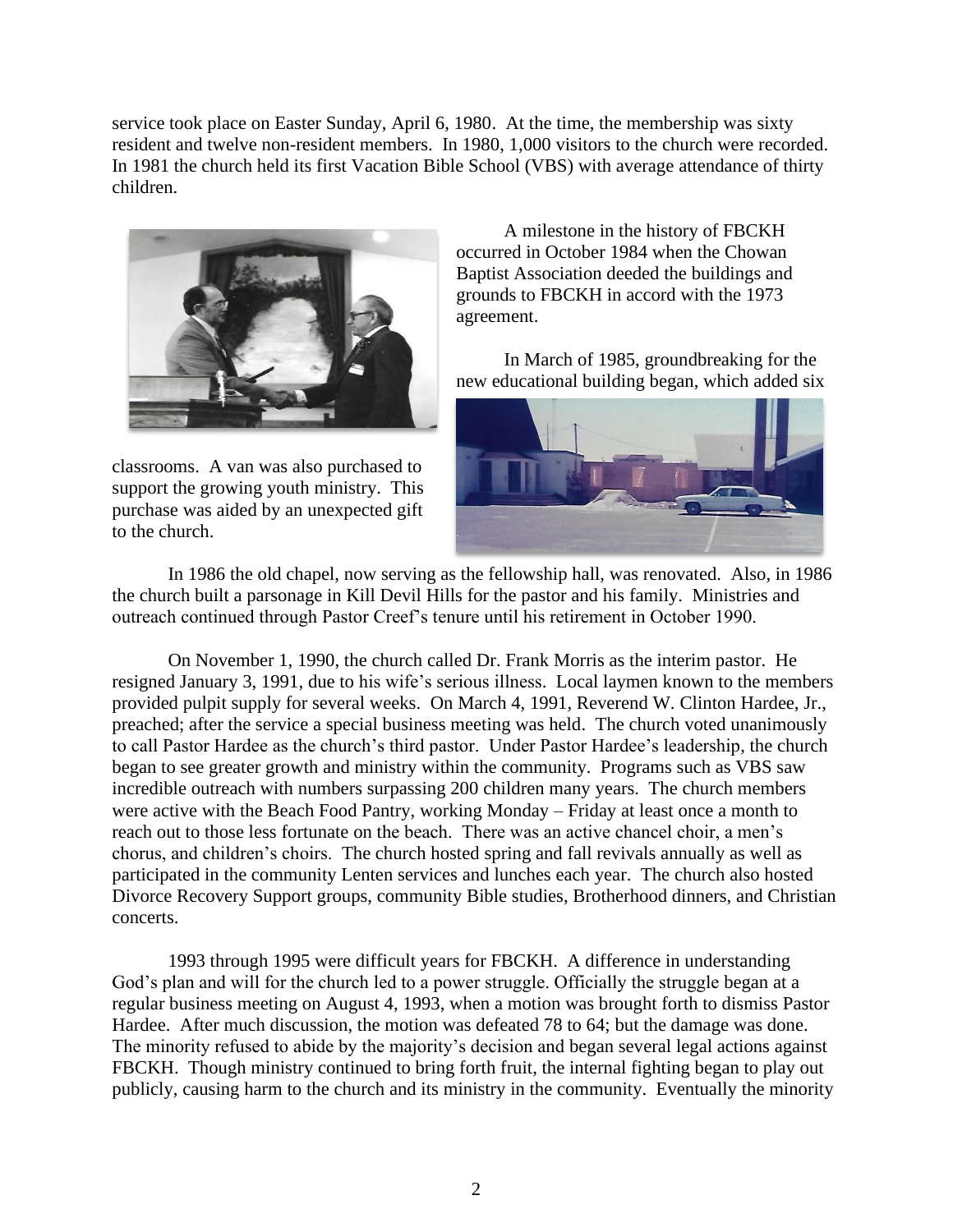service took place on Easter Sunday, April 6, 1980. At the time, the membership was sixty resident and twelve non-resident members. In 1980, 1,000 visitors to the church were recorded. In 1981 the church held its first Vacation Bible School (VBS) with average attendance of thirty children.

A milestone in the history of FBCKH occurred in October 1984 when the Chowan Baptist Association deeded the buildings and grounds to FBCKH in accord with the 1973 agreement.

In March of 1985, groundbreaking for the new educational building began, which added six classrooms. A van was also purchased to support the growing youth ministry. This purchase was aided by an unexpected gift to the church.

In 1986 the old chapel, now serving as the fellowship hall, was renovated. Also, in 1986 the church built a parsonage in Kill Devil Hills for the pastor and his family. Ministries and outreach continued through Pastor Creef's tenure until his retirement in October 1990.

On November 1, 1990, the church called Dr. Frank Morris as the interim pastor. He resigned January 3, 1991, due to his wife's serious illness. Local laymen known to the members provided pulpit supply for several weeks. On March 4, 1991, Reverend W. Clinton Hardee, Jr., preached; after the service a special business meeting was held. The church voted unanimously to call Pastor Hardee as the church's third pastor. Under Pastor Hardee's leadership, the church began to see greater growth and ministry within the community. Programs such as VBS saw incredible outreach with numbers surpassing 200 children many years. The church members were active with the Beach Food Pantry, working Monday – Friday at least once a month to reach out to those less fortunate on the beach. There was an active chancel choir, a men's chorus, and children's choirs. The church hosted spring and fall revivals annually as well as participated in the community Lenten services and lunches each year. The church also hosted Divorce Recovery Support groups, community Bible studies, Brotherhood dinners, and Christian concerts.

1993 through 1995 were difficult years for FBCKH. A difference in understanding God's plan and will for the church led to a power struggle. Officially the struggle began at a regular business meeting on August 4, 1993, when a motion was brought forth to dismiss Pastor Hardee. After much discussion, the motion was defeated 78 to 64; but the damage was done. The minority refused to abide by the majority's decision and began several legal actions against FBCKH. Though ministry continued to bring forth fruit, the internal fighting began to play out publicly, causing harm to the church and its ministry in the community. Eventually the minority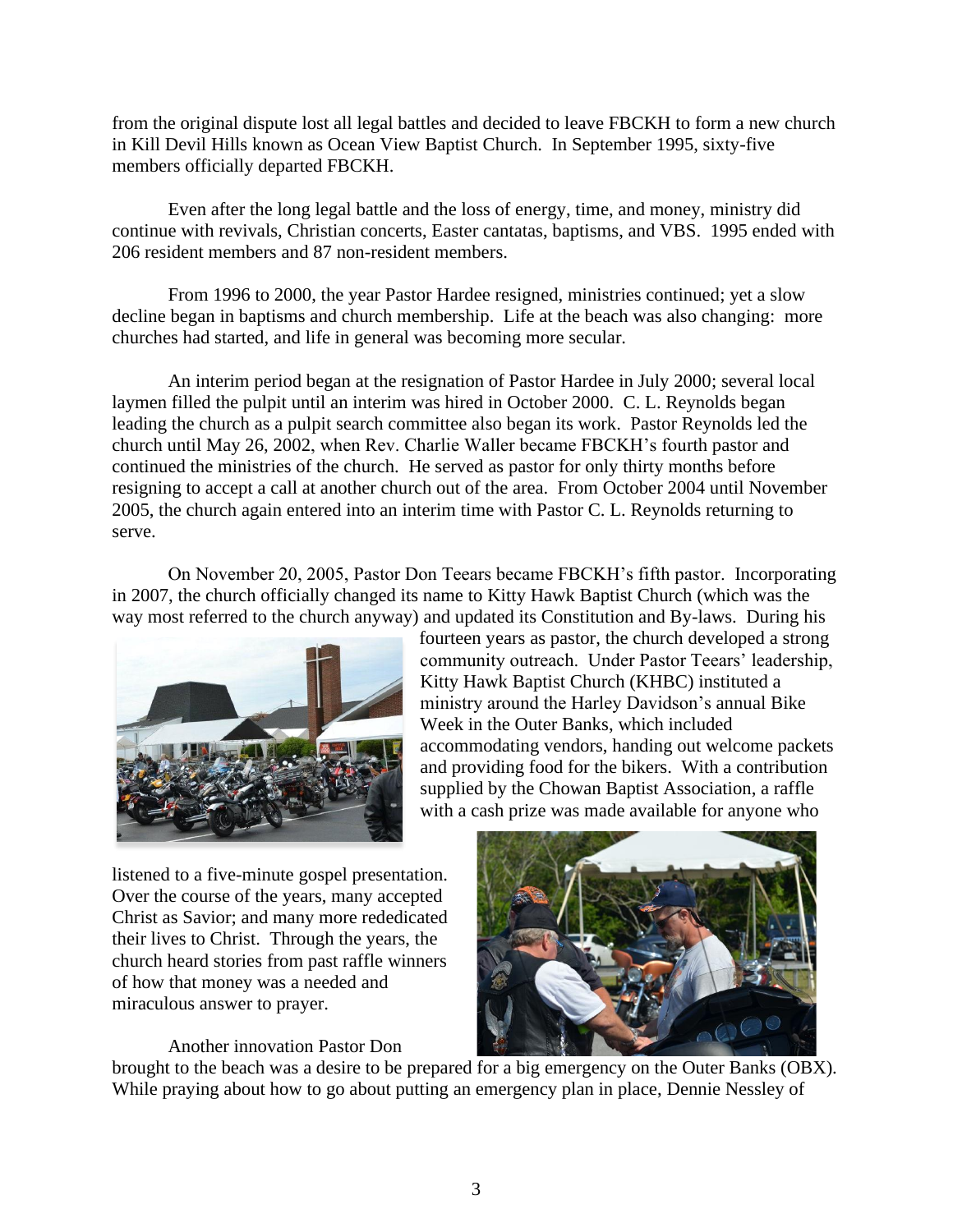from the original dispute lost all legal battles and decided to leave FBCKH to form a new church in Kill Devil Hills known as Ocean View Baptist Church. In September 1995, sixty-five members officially departed FBCKH.

Even after the long legal battle and the loss of energy, time, and money, ministry did continue with revivals, Christian concerts, Easter cantatas, baptisms, and VBS. 1995 ended with 206 resident members and 87 non-resident members.

From 1996 to 2000, the year Pastor Hardee resigned, ministries continued; yet a slow decline began in baptisms and church membership. Life at the beach was also changing: more churches had started, and life in general was becoming more secular.

An interim period began at the resignation of Pastor Hardee in July 2000; several local laymen filled the pulpit until an interim was hired in October 2000. C. L. Reynolds began leading the church as a pulpit search committee also began its work. Pastor Reynolds led the church until May 26, 2002, when Rev. Charlie Waller became FBCKH's fourth pastor and continued the ministries of the church. He served as pastor for only thirty months before resigning to accept a call at another church out of the area. From October 2004 until November 2005, the church again entered into an interim time with Pastor C. L. Reynolds returning to serve.

On November 20, 2005, Pastor Don Teears became FBCKH's fifth pastor. Incorporating in 2007, the church officially changed its name to Kitty Hawk Baptist Church (which was the way most referred to the church anyway) and updated its Constitution and By-laws. During his fourteen years as pastor, the church developed a strong community outreach. Under Pastor Teears' leadership, Kitty Hawk Baptist Church (KHBC) instituted a ministry around the Harley Davidson's annual Bike Week in the Outer Banks, which included accommodating vendors, handing out welcome packets and providing food for the bikers. With a contribution supplied by the Chowan Baptist Association, a raffle with a cash prize was made available for anyone who listened to a five-minute gospel presentation. Over the course of the years, many accepted Christ as Savior; and many more rededicated their lives to Christ. Through the years, the church heard stories from past raffle winners of how that money was a needed and miraculous answer to prayer.

Another innovation Pastor Don brought to the beach was a desire to be prepared for a big emergency on the Outer Banks (OBX). While praying about how to go about putting an emergency plan in place, Dennie Nessley of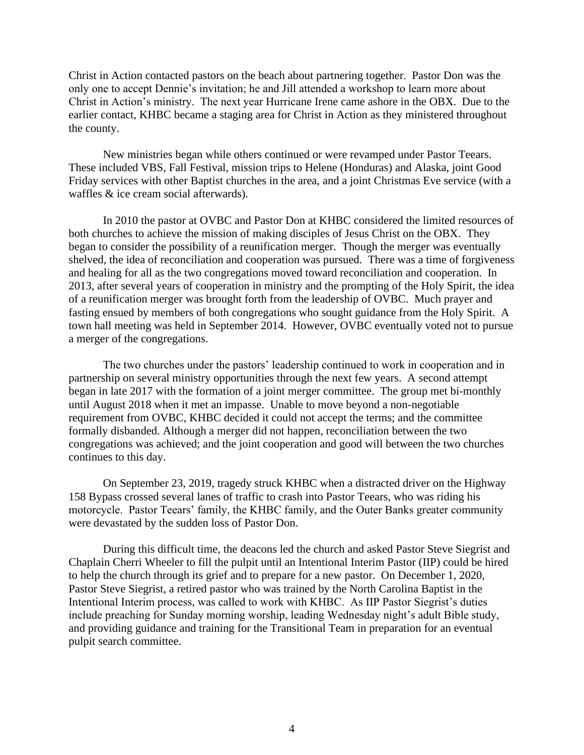Christ in Action contacted pastors on the beach about partnering together. Pastor Don was the only one to accept Dennie's invitation; he and Jill attended a workshop to learn more about Christ in Action's ministry. The next year Hurricane Irene came ashore in the OBX. Due to the earlier contact, KHBC became a staging area for Christ in Action as they ministered throughout the county.

New ministries began while others continued or were revamped under Pastor Teears. These included VBS, Fall Festival, mission trips to Helene (Honduras) and Alaska, joint Good Friday services with other Baptist churches in the area, and a joint Christmas Eve service (with a waffles & ice cream social afterwards).

In 2010 the pastor at OVBC and Pastor Don at KHBC considered the limited resources of both churches to achieve the mission of making disciples of Jesus Christ on the OBX. They began to consider the possibility of a reunification merger. Though the merger was eventually shelved, the idea of reconciliation and cooperation was pursued. There was a time of forgiveness and healing for all as the two congregations moved toward reconciliation and cooperation. In 2013, after several years of cooperation in ministry and the prompting of the Holy Spirit, the idea of a reunification merger was brought forth from the leadership of OVBC. Much prayer and fasting ensued by members of both congregations who sought guidance from the Holy Spirit. A town hall meeting was held in September 2014. However, OVBC eventually voted not to pursue a merger of the congregations.

The two churches under the pastors' leadership continued to work in cooperation and in partnership on several ministry opportunities through the next few years. A second attempt began in late 2017 with the formation of a joint merger committee. The group met bi-monthly until August 2018 when it met an impasse. Unable to move beyond a non-negotiable requirement from OVBC, KHBC decided it could not accept the terms; and the committee formally disbanded. Although a merger did not happen, reconciliation between the two congregations was achieved; and the joint cooperation and good will between the two churches continues to this day.

On September 23, 2019, tragedy struck KHBC when a distracted driver on the Highway 158 Bypass crossed several lanes of traffic to crash into Pastor Teears, who was riding his motorcycle. Pastor Teears' family, the KHBC family, and the Outer Banks greater community were devastated by the sudden loss of Pastor Don.

During this difficult time, the deacons led the church and asked Pastor Steve Siegrist and Chaplain Cherri Wheeler to fill the pulpit until an Intentional Interim Pastor (IIP) could be hired to help the church through its grief and to prepare for a new pastor. On December 1, 2020, Pastor Steve Siegrist, a retired pastor who was trained by the North Carolina Baptist in the Intentional Interim process, was called to work with KHBC. As IIP Pastor Siegrist's duties include preaching for Sunday morning worship, leading Wednesday night's adult Bible study, and providing guidance and training for the Transitional Team in preparation for an eventual pulpit search committee.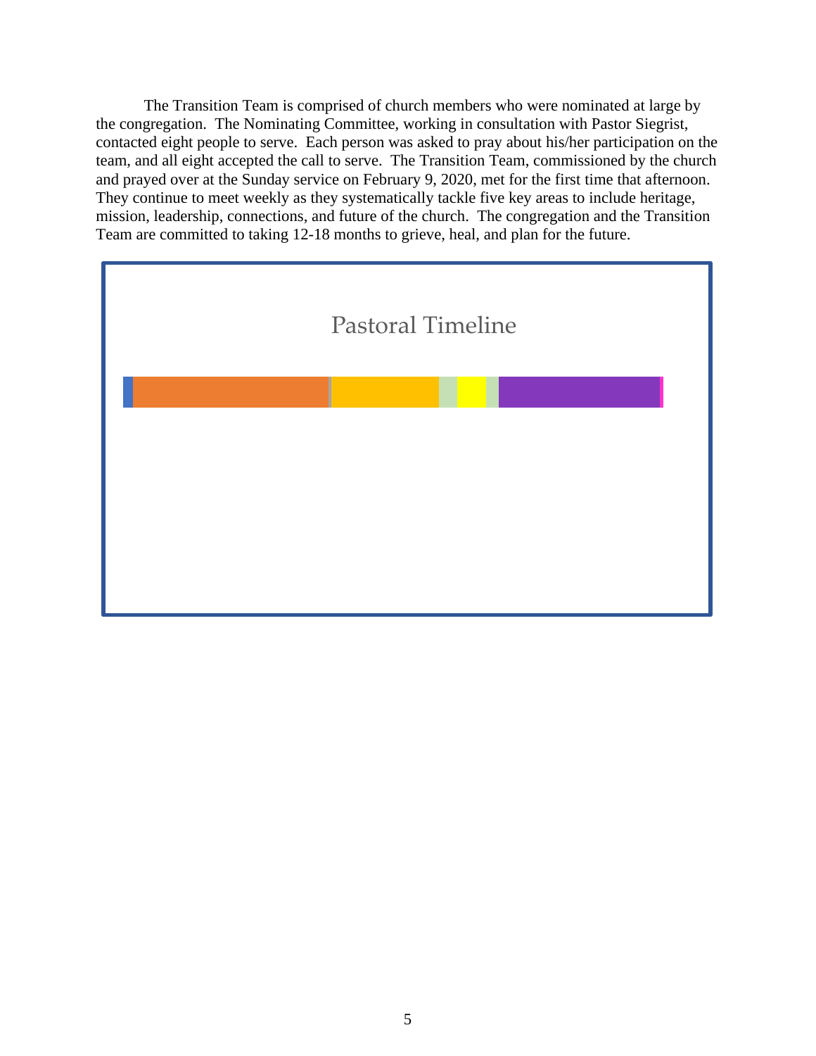The Transition Team is comprised of church members who were nominated at large by the congregation. The Nominating Committee, working in consultation with Pastor Siegrist, contacted eight people to serve. Each person was asked to pray about his/her participation on the team, and all eight accepted the call to serve. The Transition Team, commissioned by the church and prayed over at the Sunday service on February 9, 2020, met for the first time that afternoon. They continue to meet weekly as they systematically tackle five key areas to include heritage, mission, leadership, connections, and future of the church. The congregation and the Transition Team are committed to taking 12-18 months to grieve, heal, and plan for the future.

Pastoral Timeline